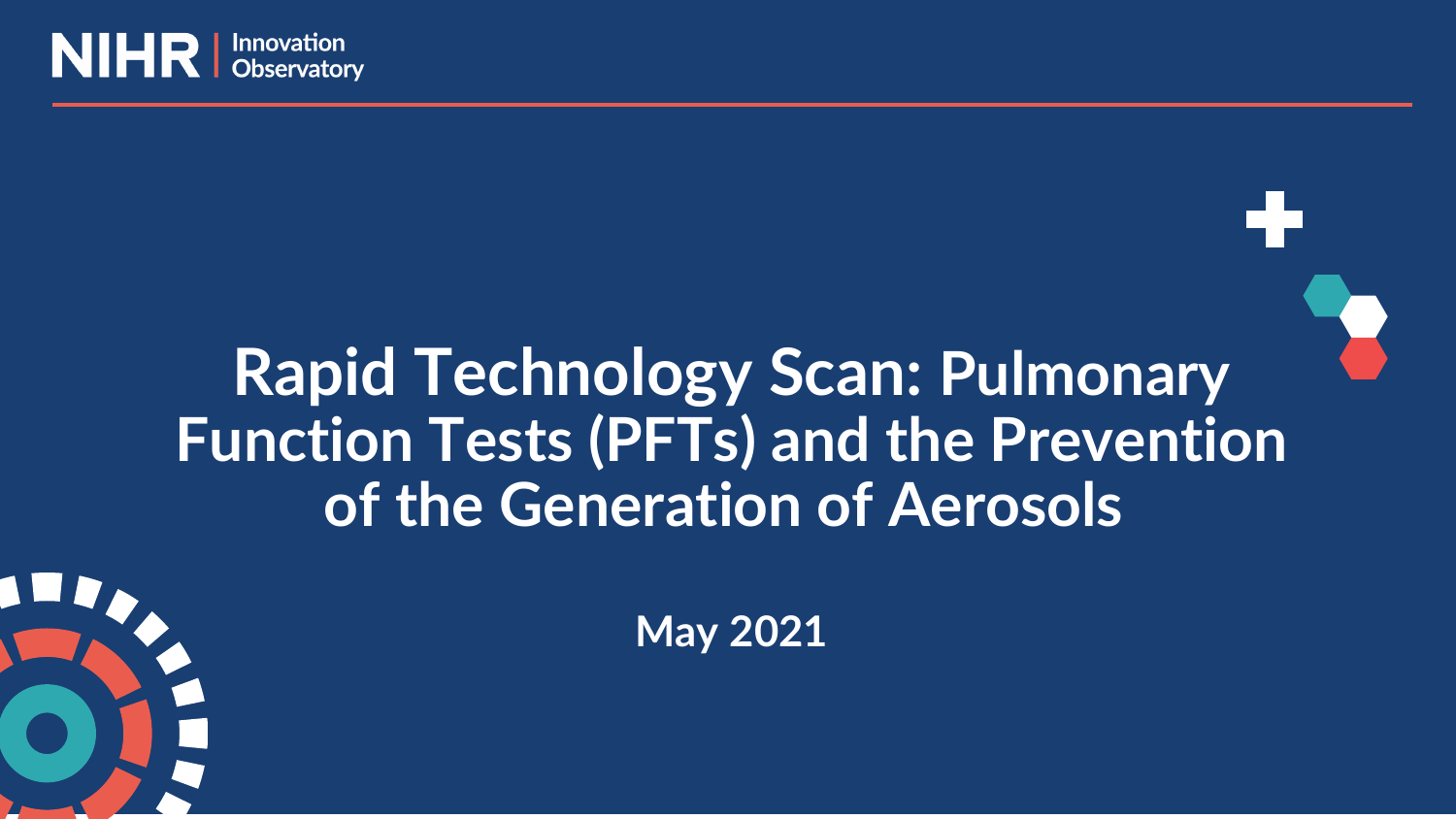NIHR | Innovation Observatory

# Rapid Technology Scan: Pulmonary Function Tests (PFTs) and the Prevention of the Generation of Aerosols

May 2021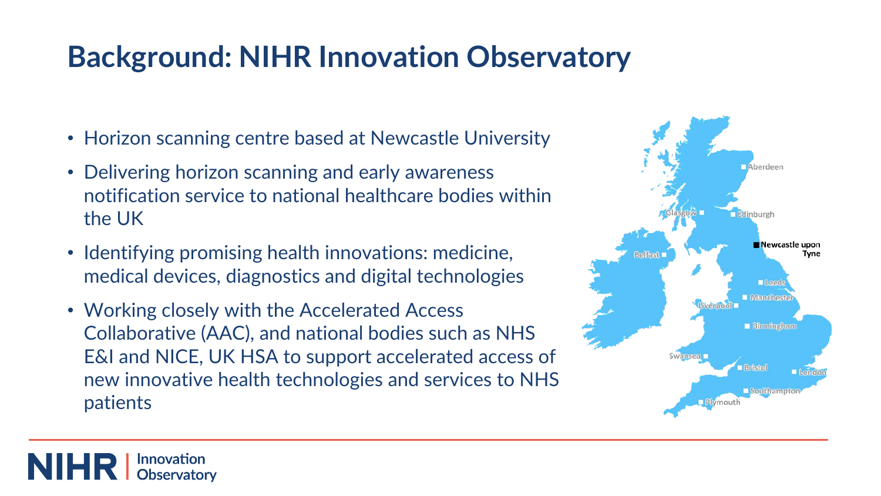# Background: NIHR Innovation Observatory

- Horizon scanning centre based at Newcastle University
- Delivering horizon scanning and early awareness notification service to national healthcare bodies within the UK
- Identifying promising health innovations: medicine, medical devices, diagnostics and digital technologies
- Working closely with the Accelerated Access Collaborative (AAC), and national bodies such as NHS E&I and NICE, UK HSA to support accelerated access of new innovative health technologies and services to NHS patients

Aberdeen
Glasgow
Edinburgh
Newcastle upon Tyne
Belfast
Leeds
Manchester
Liverpool
Birmingham
Swansea
Bristol
London
Southampton
Plymouth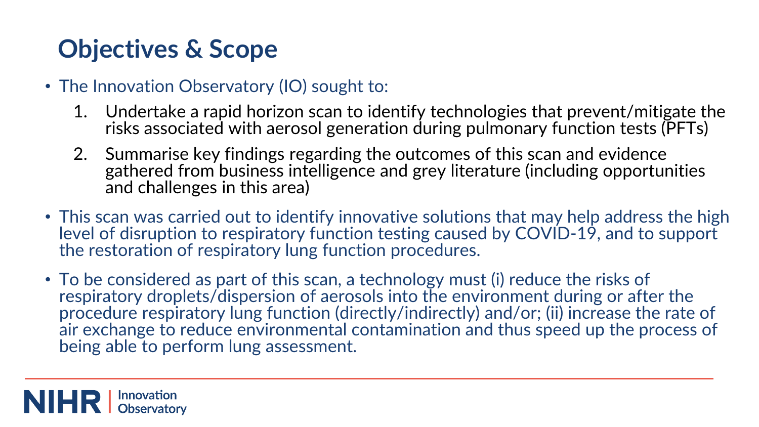# Objectives & Scope

- The Innovation Observatory (IO) sought to:
    1. Undertake a rapid horizon scan to identify technologies that prevent/mitigate the risks associated with aerosol generation during pulmonary function tests (PFTs)
    2. Summarise key findings regarding the outcomes of this scan and evidence gathered from business intelligence and grey literature (including opportunities and challenges in this area)
- This scan was carried out to identify innovative solutions that may help address the high level of disruption to respiratory function testing caused by COVID-19, and to support the restoration of respiratory lung function procedures.
- To be considered as part of this scan, a technology must (i) reduce the risks of respiratory droplets/dispersion of aerosols into the environment during or after the procedure respiratory lung function (directly/indirectly) and/or; (ii) increase the rate of air exchange to reduce environmental contamination and thus speed up the process of being able to perform lung assessment.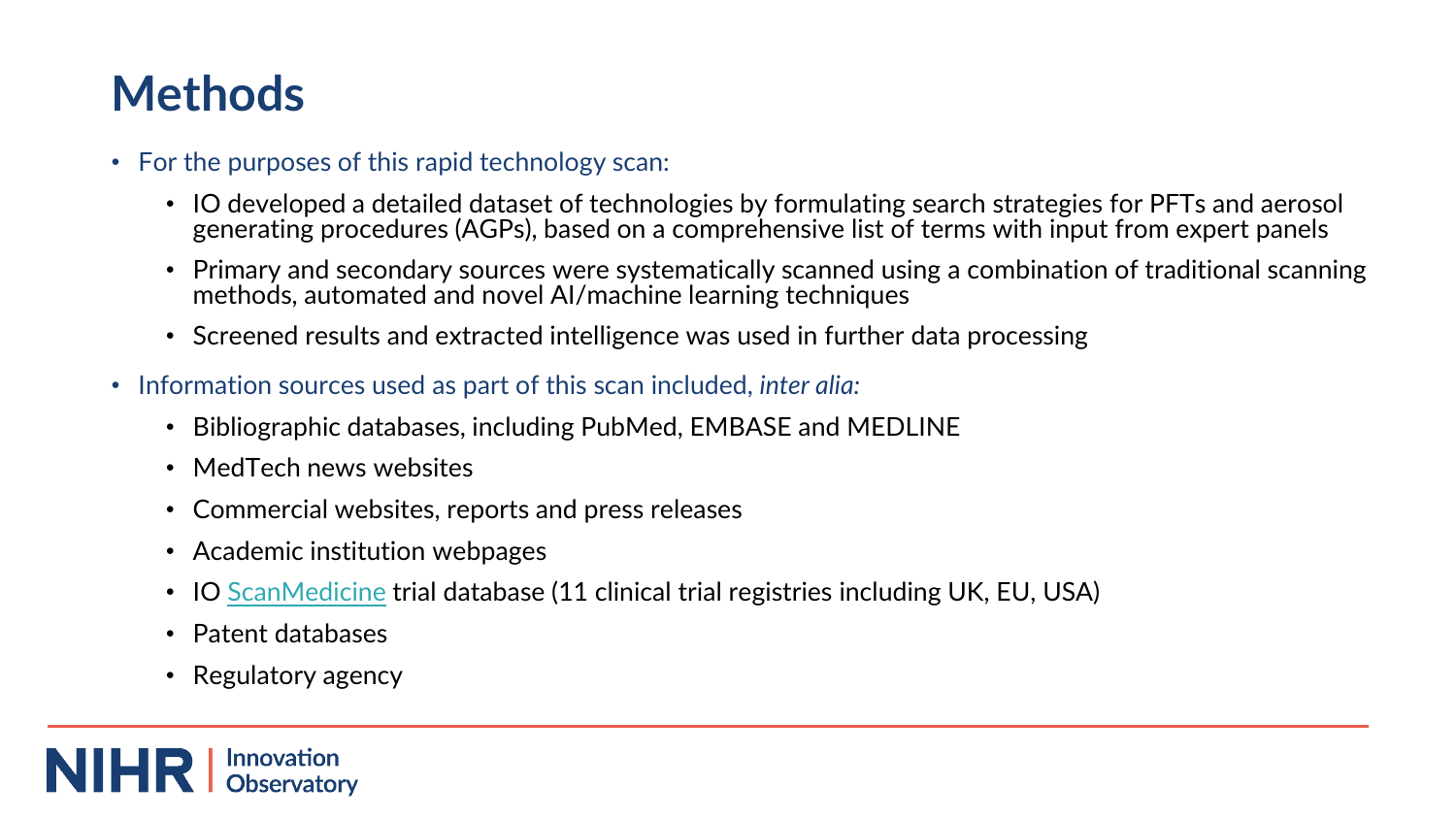# Methods

- For the purposes of this rapid technology scan:
  - IO developed a detailed dataset of technologies by formulating search strategies for PFTs and aerosol generating procedures (AGPs), based on a comprehensive list of terms with input from expert panels
  - Primary and secondary sources were systematically scanned using a combination of traditional scanning methods, automated and novel AI/machine learning techniques
  - Screened results and extracted intelligence was used in further data processing
- Information sources used as part of this scan included, *inter alia:*
  - Bibliographic databases, including PubMed, EMBASE and MEDLINE
  - MedTech news websites
  - Commercial websites, reports and press releases
  - Academic institution webpages
  - IO ScanMedicine trial database (11 clinical trial registries including UK, EU, USA)
  - Patent databases
  - Regulatory agency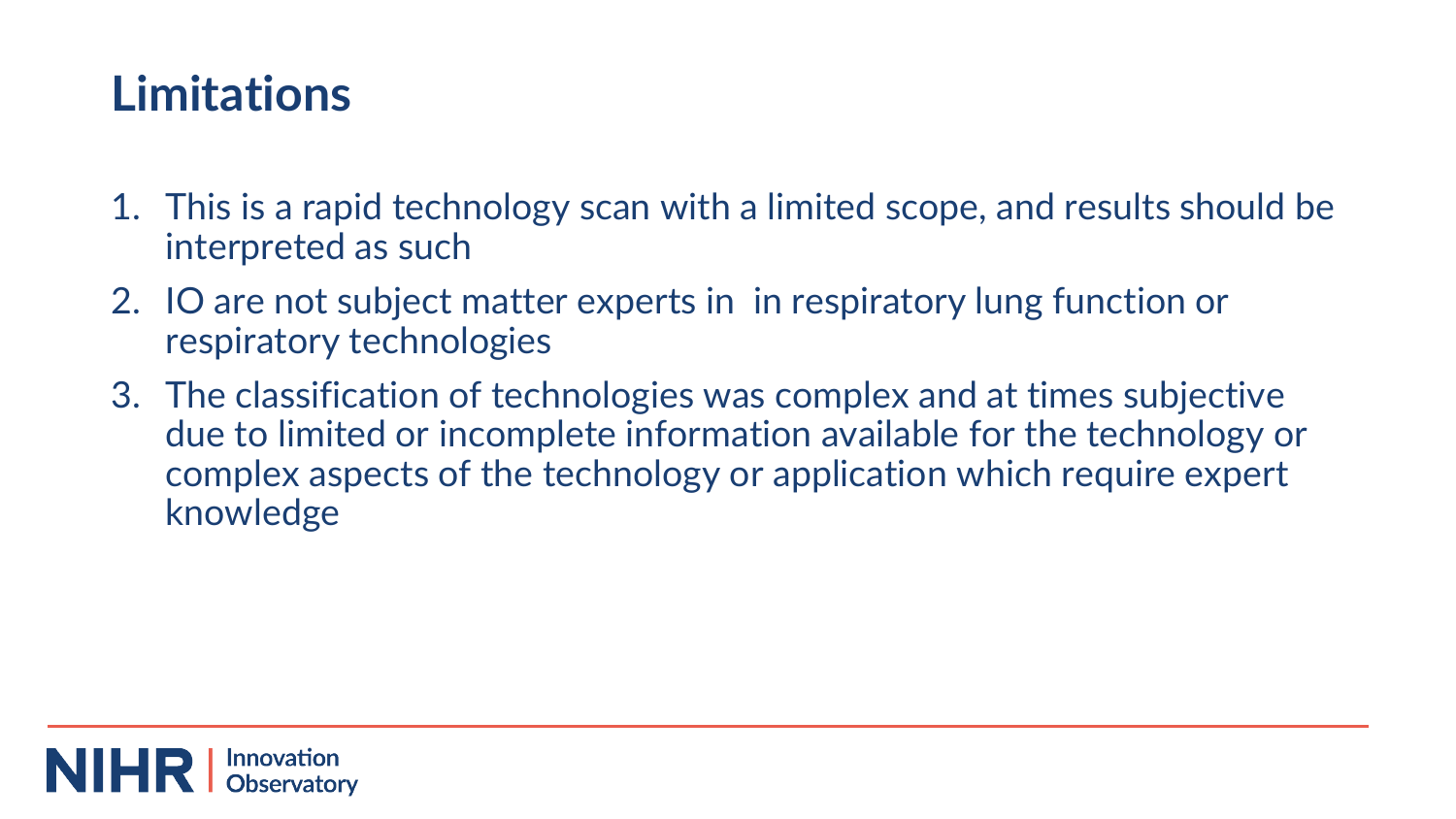# Limitations

1. This is a rapid technology scan with a limited scope, and results should be interpreted as such
2. IO are not subject matter experts in  in respiratory lung function or respiratory technologies
3. The classification of technologies was complex and at times subjective due to limited or incomplete information available for the technology or complex aspects of the technology or application which require expert knowledge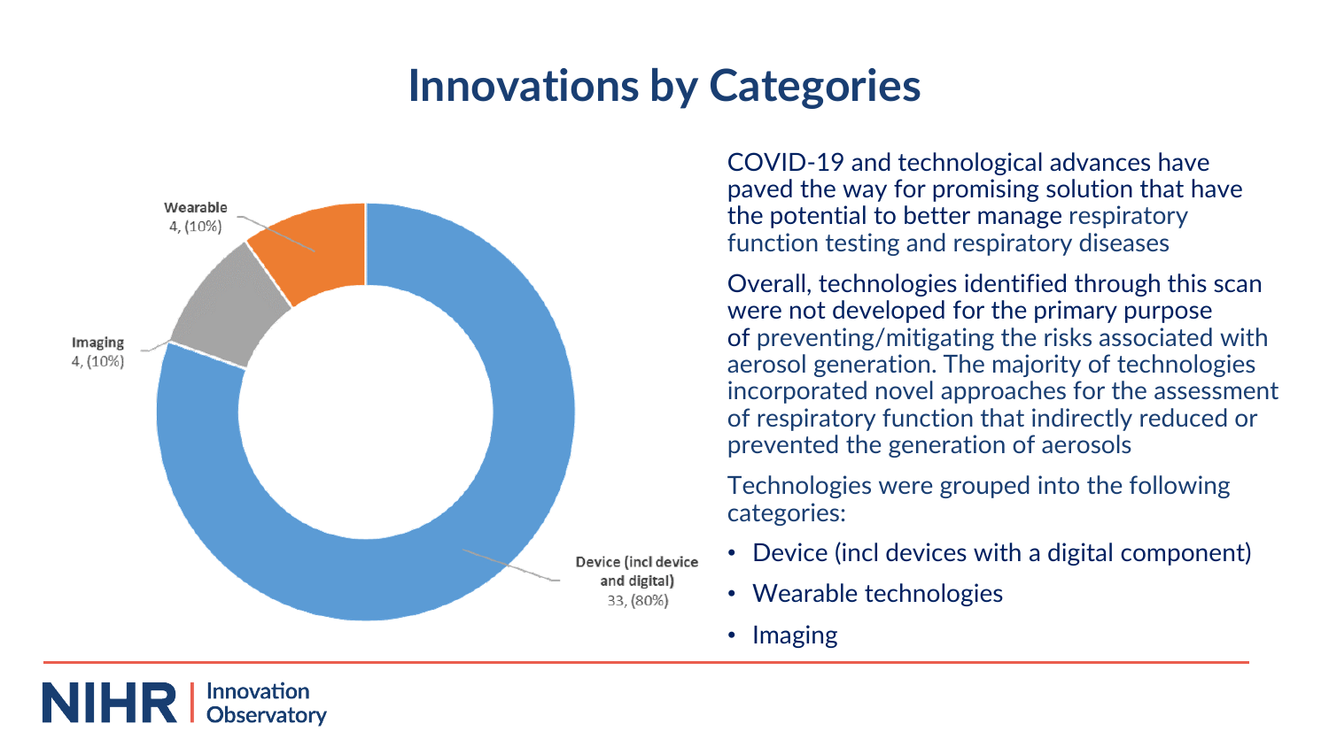# Innovations by Categories

Wearable
4, (10%)

Imaging
4, (10%)

Device (incl device and digital)
33, (80%)

COVID-19 and technological advances have paved the way for promising solution that have the potential to better manage respiratory function testing and respiratory diseases

Overall, technologies identified through this scan were not developed for the primary purpose of preventing/mitigating the risks associated with aerosol generation. The majority of technologies incorporated novel approaches for the assessment of respiratory function that indirectly reduced or prevented the generation of aerosols

Technologies were grouped into the following categories:

- Device (incl devices with a digital component)
- Wearable technologies
- Imaging

NIHR | Innovation Observatory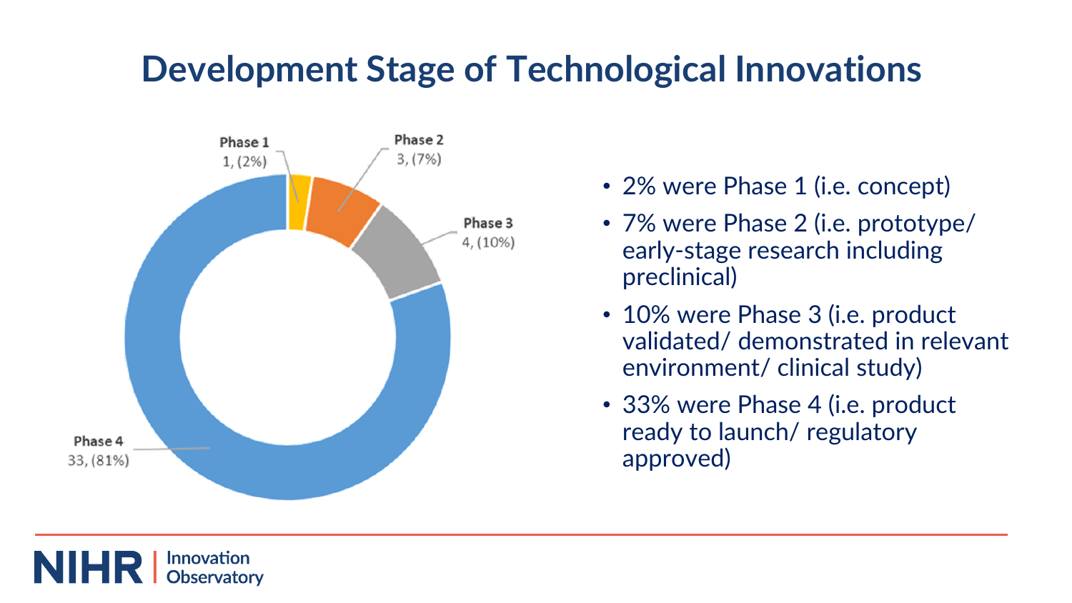# Development Stage of Technological Innovations

Phase 1
1, (2%)

Phase 2
3, (7%)

Phase 3
4, (10%)

Phase 4
33, (81%)

- 2% were Phase 1 (i.e. concept)
- 7% were Phase 2 (i.e. prototype/ early-stage research including preclinical)
- 10% were Phase 3 (i.e. product validated/ demonstrated in relevant environment/ clinical study)
- 33% were Phase 4 (i.e. product ready to launch/ regulatory approved)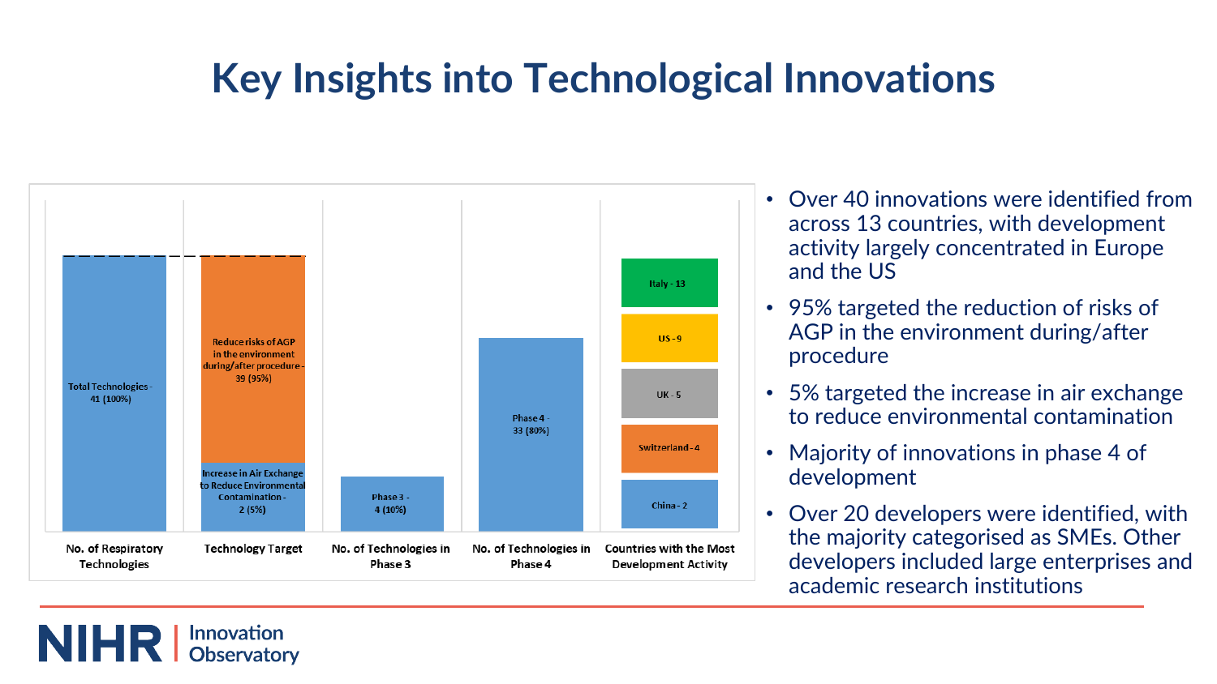# Key Insights into Technological Innovations

| No. of Respiratory Technologies | Technology Target | No. of Technologies in Phase 3 | No. of Technologies in Phase 4 | Countries with the Most Development Activity |
|---|---|---|---|---|
| Total Technologies - 41 (100%) | Reduce risks of AGP in the environment during/after procedure - 39 (95%) | Phase 3 - 4 (10%) | Phase 4 - 33 (80%) | Italy - 13 |
| | Increase in Air Exchange to Reduce Environmental Contamination - 2 (5%) | | | US - 9 |
| | | | | UK - 5 |
| | | | | Switzerland - 4 |
| | | | | China - 2 |

- Over 40 innovations were identified from across 13 countries, with development activity largely concentrated in Europe and the US
- 95% targeted the reduction of risks of AGP in the environment during/after procedure
- 5% targeted the increase in air exchange to reduce environmental contamination
- Majority of innovations in phase 4 of development
- Over 20 developers were identified, with the majority categorised as SMEs. Other developers included large enterprises and academic research institutions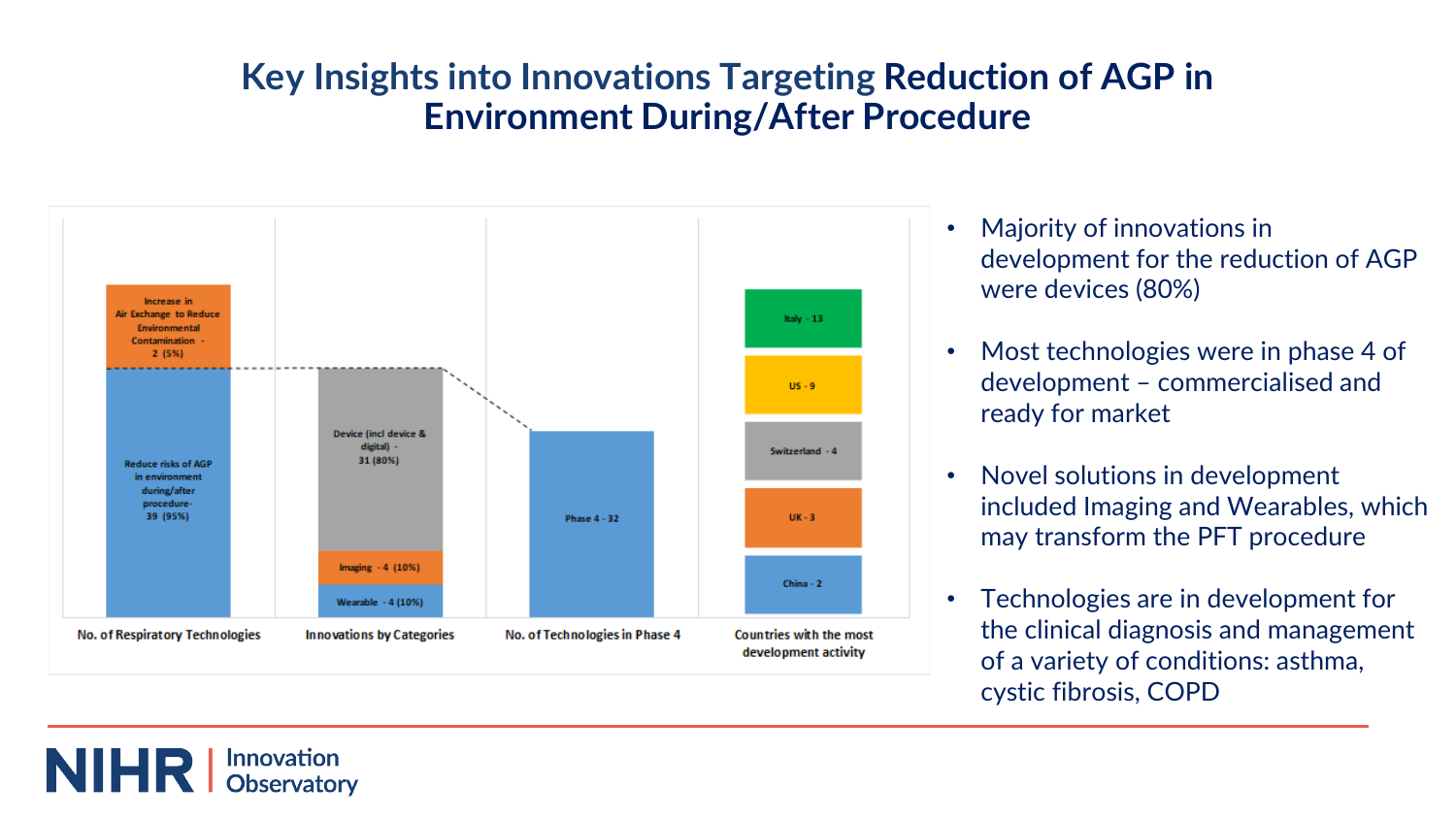# Key Insights into Innovations Targeting Reduction of AGP in Environment During/After Procedure

| No. of Respiratory Technologies | Innovations by Categories | No. of Technologies in Phase 4 | Countries with the most development activity |
|---|---|---|---|
| Increase in Air Exchange to Reduce Environmental Contamination - 2 (5%) | Device (incl device & digital) - 31 (80%) | Phase 4 - 32 | Italy - 13 |
| Reduce risks of AGP in environment during/after procedure- 39 (95%) | Imaging - 4 (10%) | | US - 9 |
| | Wearable - 4 (10%) | | Switzerland - 4 |
| | | | UK - 3 |
| | | | China - 2 |

- Majority of innovations in development for the reduction of AGP were devices (80%)
- Most technologies were in phase 4 of development – commercialised and ready for market
- Novel solutions in development included Imaging and Wearables, which may transform the PFT procedure
- Technologies are in development for the clinical diagnosis and management of a variety of conditions: asthma, cystic fibrosis, COPD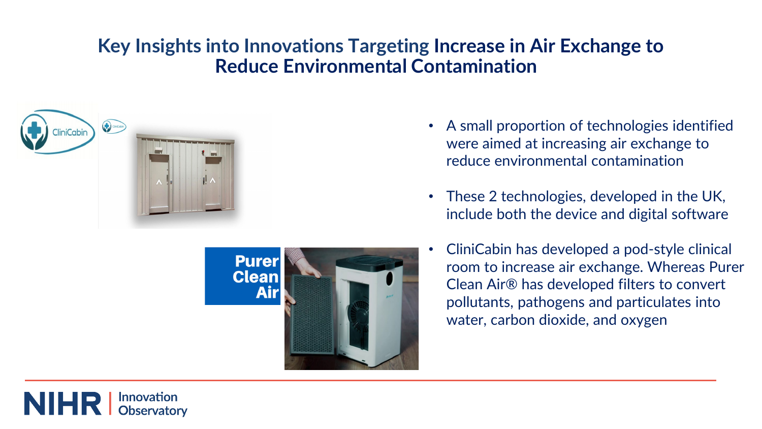# Key Insights into Innovations Targeting Increase in Air Exchange to Reduce Environmental Contamination

- A small proportion of technologies identified were aimed at increasing air exchange to reduce environmental contamination
- These 2 technologies, developed in the UK, include both the device and digital software
- CliniCabin has developed a pod-style clinical room to increase air exchange. Whereas Purer Clean Air® has developed filters to convert pollutants, pathogens and particulates into water, carbon dioxide, and oxygen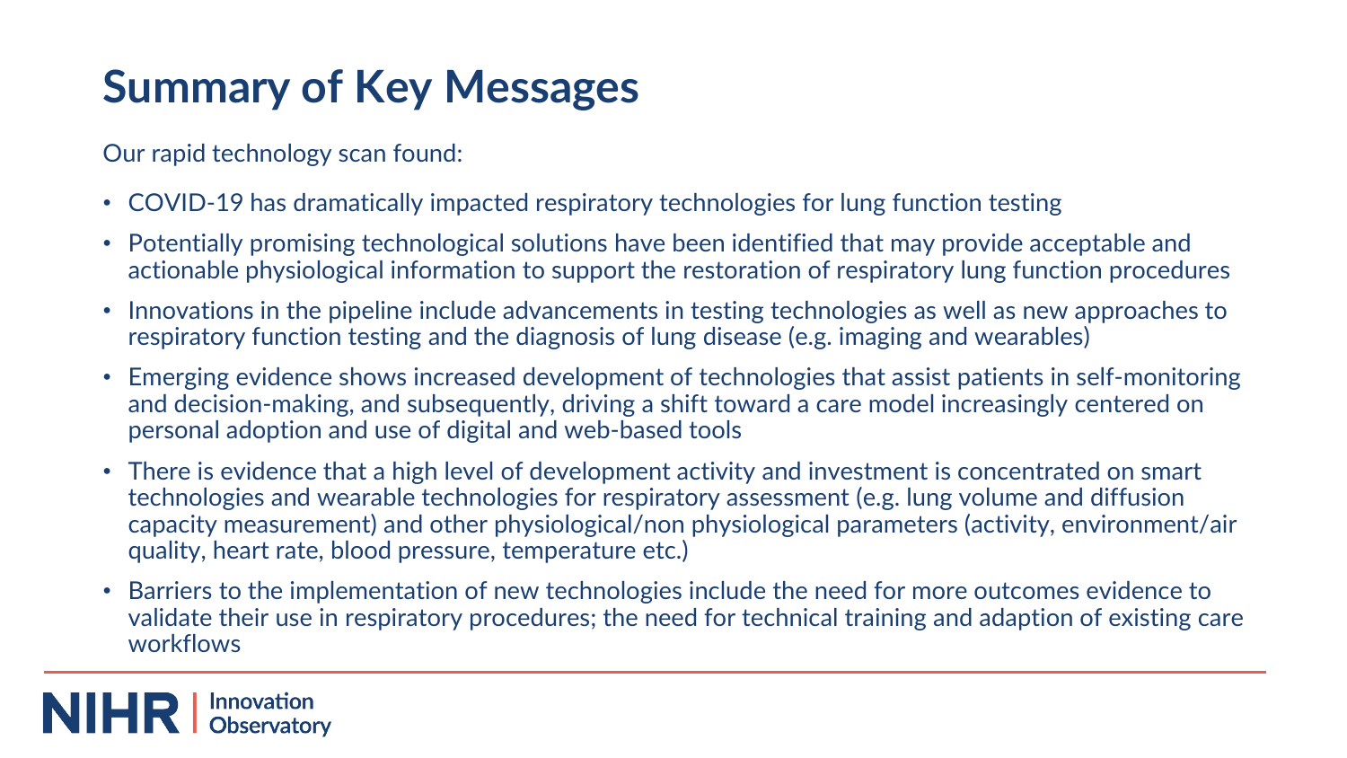# Summary of Key Messages

Our rapid technology scan found:

- COVID-19 has dramatically impacted respiratory technologies for lung function testing
- Potentially promising technological solutions have been identified that may provide acceptable and actionable physiological information to support the restoration of respiratory lung function procedures
- Innovations in the pipeline include advancements in testing technologies as well as new approaches to respiratory function testing and the diagnosis of lung disease (e.g. imaging and wearables)
- Emerging evidence shows increased development of technologies that assist patients in self-monitoring and decision-making, and subsequently, driving a shift toward a care model increasingly centered on personal adoption and use of digital and web-based tools
- There is evidence that a high level of development activity and investment is concentrated on smart technologies and wearable technologies for respiratory assessment (e.g. lung volume and diffusion capacity measurement) and other physiological/non physiological parameters (activity, environment/air quality, heart rate, blood pressure, temperature etc.)
- Barriers to the implementation of new technologies include the need for more outcomes evidence to validate their use in respiratory procedures; the need for technical training and adaption of existing care workflows

NIHR | Innovation Observatory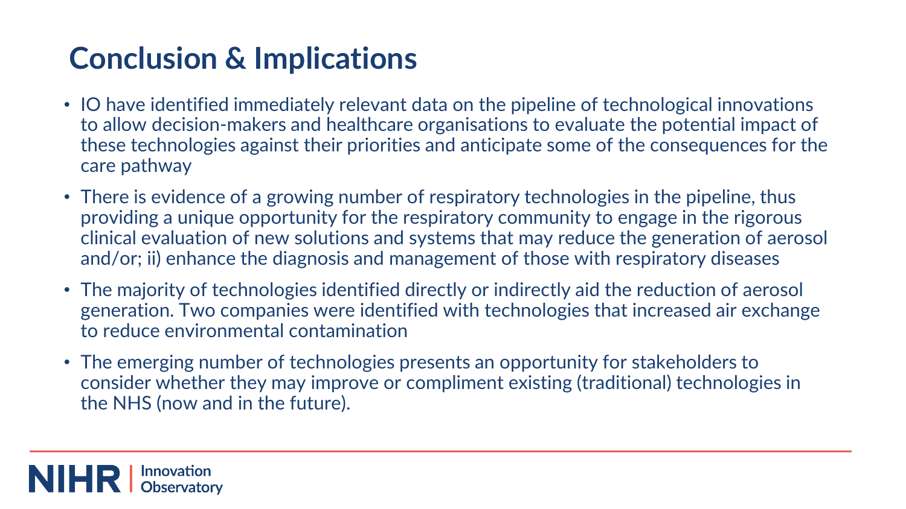# Conclusion & Implications

- IO have identified immediately relevant data on the pipeline of technological innovations to allow decision-makers and healthcare organisations to evaluate the potential impact of these technologies against their priorities and anticipate some of the consequences for the care pathway
- There is evidence of a growing number of respiratory technologies in the pipeline, thus providing a unique opportunity for the respiratory community to engage in the rigorous clinical evaluation of new solutions and systems that may reduce the generation of aerosol and/or; ii) enhance the diagnosis and management of those with respiratory diseases
- The majority of technologies identified directly or indirectly aid the reduction of aerosol generation. Two companies were identified with technologies that increased air exchange to reduce environmental contamination
- The emerging number of technologies presents an opportunity for stakeholders to consider whether they may improve or compliment existing (traditional) technologies in the NHS (now and in the future).